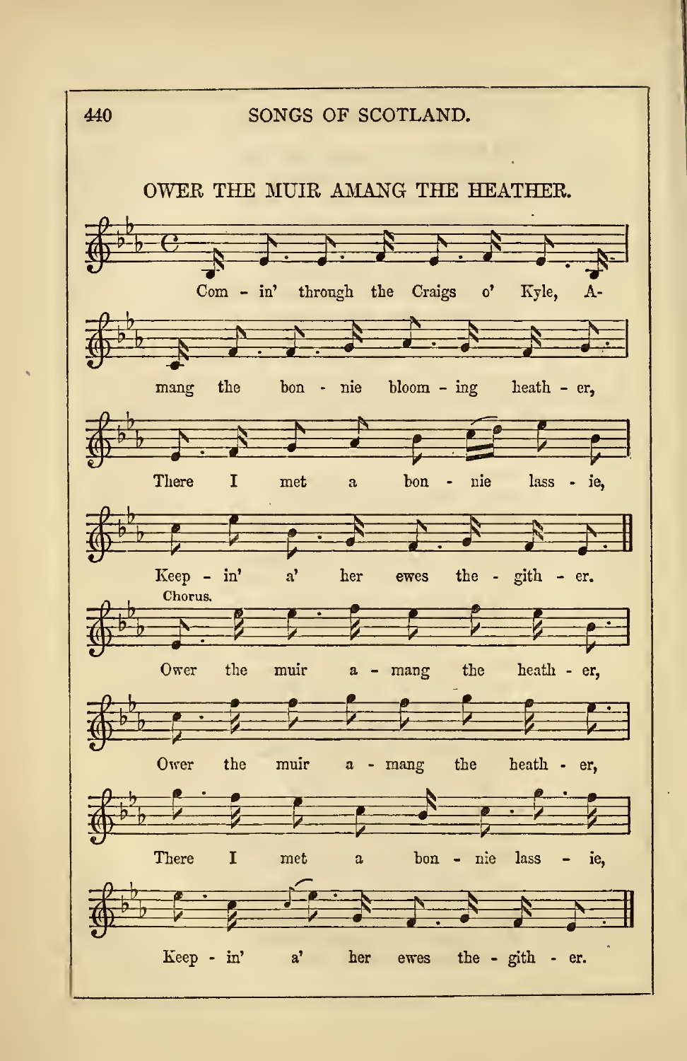## OWER THE MUIR AMANG THE HEATHER.

Com - in' through the Craigs o' Kyle, A-
mang the bon - nie bloom - ing heath - er,
There I met a bon - nie lass - ie,
Keep - in' a' her ewes the - gith - er.

Chorus.

Ower the muir a - mang the heath - er,
Ower the muir a - mang the heath - er,
There I met a bon - nie lass - ie,
Keep - in' a' her ewes the - gith - er.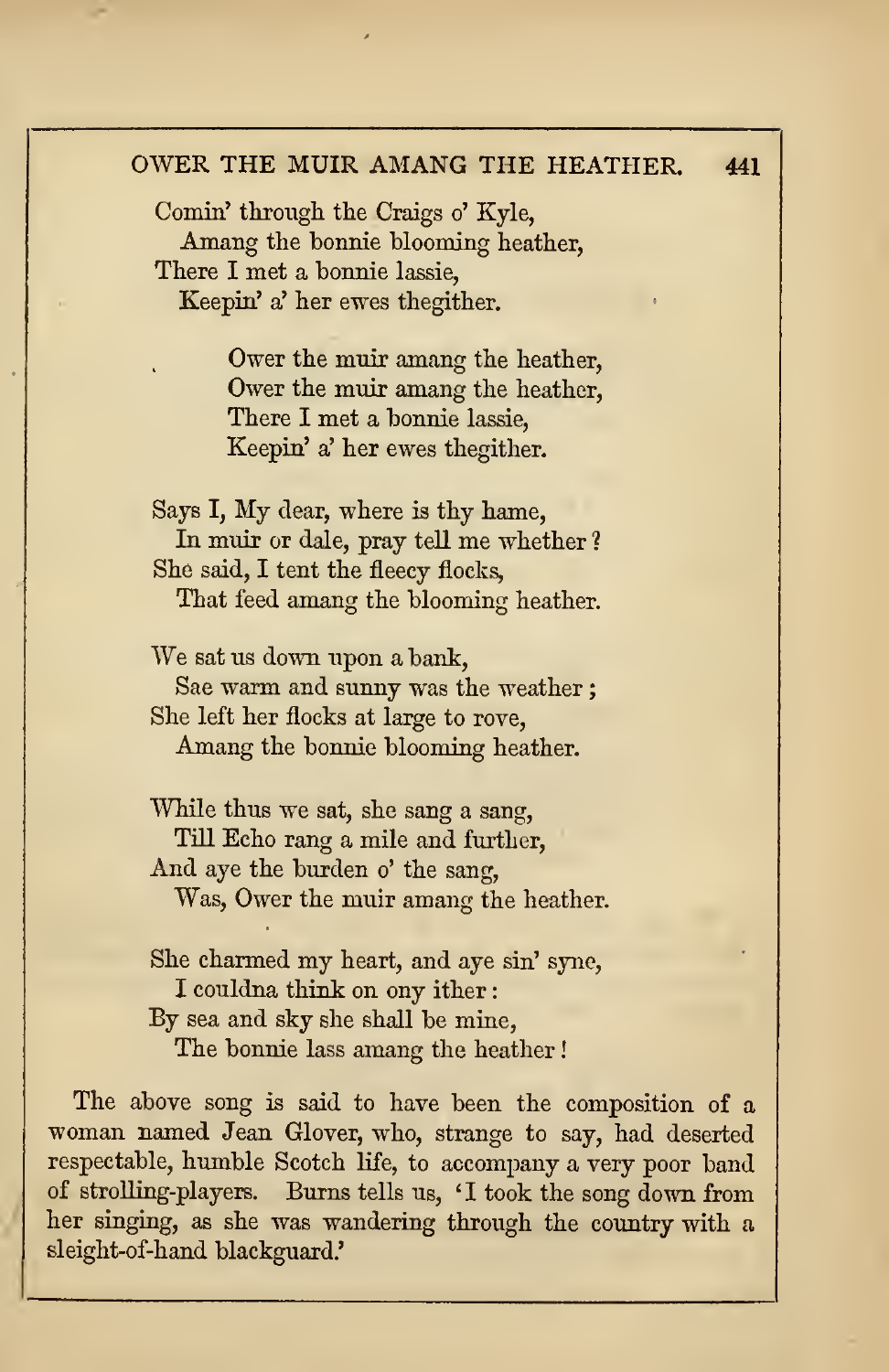Comin' through the Craigs o' Kyle,
  Amang the bonnie blooming heather,
There I met a bonnie lassie,
  Keepin' a' her ewes thegither.

    Ower the muir amang the heather,
    Ower the muir amang the heather,
    There I met a bonnie lassie,
    Keepin' a' her ewes thegither.

Says I, My dear, where is thy hame,
  In muir or dale, pray tell me whether?
She said, I tent the fleecy flocks,
  That feed amang the blooming heather.

We sat us down upon a bank,
  Sae warm and sunny was the weather;
She left her flocks at large to rove,
  Amang the bonnie blooming heather.

While thus we sat, she sang a sang,
  Till Echo rang a mile and further,
And aye the burden o' the sang,
  Was, Ower the muir amang the heather.

She charmed my heart, and aye sin' syne,
  I couldna think on ony ither:
By sea and sky she shall be mine,
  The bonnie lass amang the heather!

The above song is said to have been the composition of a woman named Jean Glover, who, strange to say, had deserted respectable, humble Scotch life, to accompany a very poor band of strolling-players. Burns tells us, 'I took the song down from her singing, as she was wandering through the country with a sleight-of-hand blackguard.'